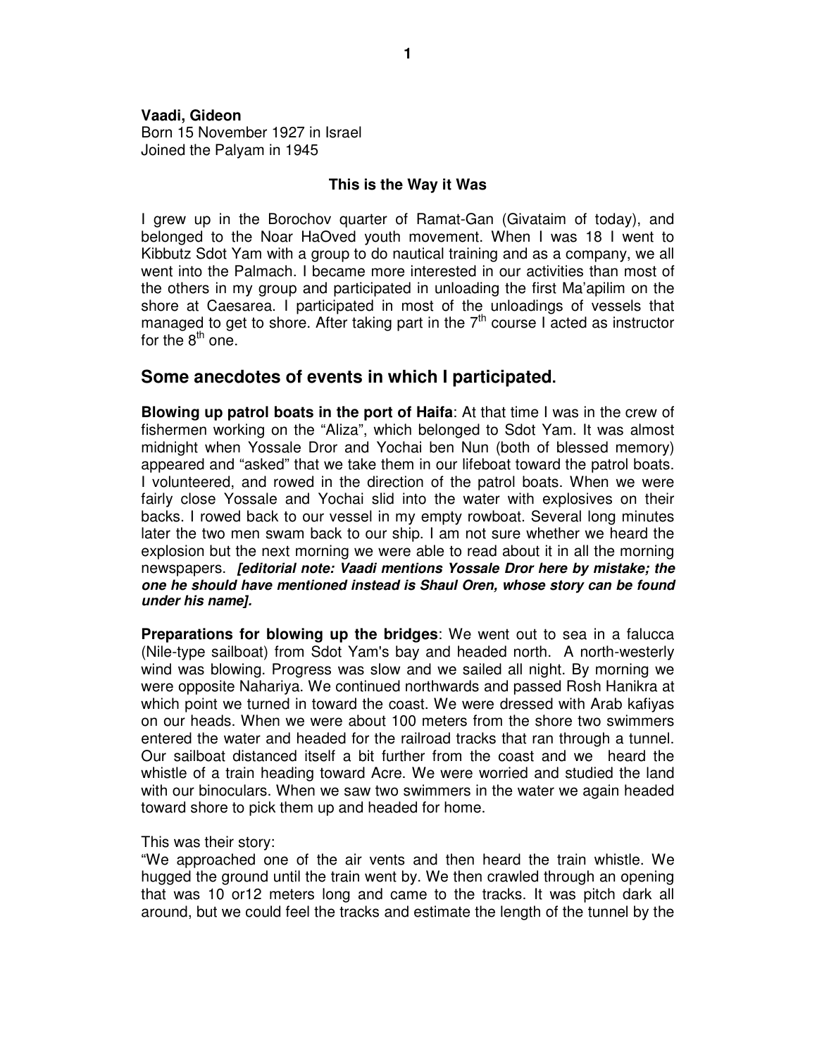**Vaadi, Gideon**
Born 15 November 1927 in Israel
Joined the Palyam in 1945

**This is the Way it Was**

I grew up in the Borochov quarter of Ramat-Gan (Givataim of today), and belonged to the Noar HaOved youth movement. When I was 18 I went to Kibbutz Sdot Yam with a group to do nautical training and as a company, we all went into the Palmach. I became more interested in our activities than most of the others in my group and participated in unloading the first Ma'apilim on the shore at Caesarea. I participated in most of the unloadings of vessels that managed to get to shore. After taking part in the 7th course I acted as instructor for the 8th one.

## Some anecdotes of events in which I participated.

**Blowing up patrol boats in the port of Haifa**: At that time I was in the crew of fishermen working on the "Aliza", which belonged to Sdot Yam. It was almost midnight when Yossale Dror and Yochai ben Nun (both of blessed memory) appeared and "asked" that we take them in our lifeboat toward the patrol boats. I volunteered, and rowed in the direction of the patrol boats. When we were fairly close Yossale and Yochai slid into the water with explosives on their backs. I rowed back to our vessel in my empty rowboat. Several long minutes later the two men swam back to our ship. I am not sure whether we heard the explosion but the next morning we were able to read about it in all the morning newspapers. ***[editorial note: Vaadi mentions Yossale Dror here by mistake; the one he should have mentioned instead is Shaul Oren, whose story can be found under his name].***

**Preparations for blowing up the bridges**: We went out to sea in a falucca (Nile-type sailboat) from Sdot Yam's bay and headed north. A north-westerly wind was blowing. Progress was slow and we sailed all night. By morning we were opposite Nahariya. We continued northwards and passed Rosh Hanikra at which point we turned in toward the coast. We were dressed with Arab kafiyas on our heads. When we were about 100 meters from the shore two swimmers entered the water and headed for the railroad tracks that ran through a tunnel. Our sailboat distanced itself a bit further from the coast and we heard the whistle of a train heading toward Acre. We were worried and studied the land with our binoculars. When we saw two swimmers in the water we again headed toward shore to pick them up and headed for home.

This was their story:
"We approached one of the air vents and then heard the train whistle. We hugged the ground until the train went by. We then crawled through an opening that was 10 or12 meters long and came to the tracks. It was pitch dark all around, but we could feel the tracks and estimate the length of the tunnel by the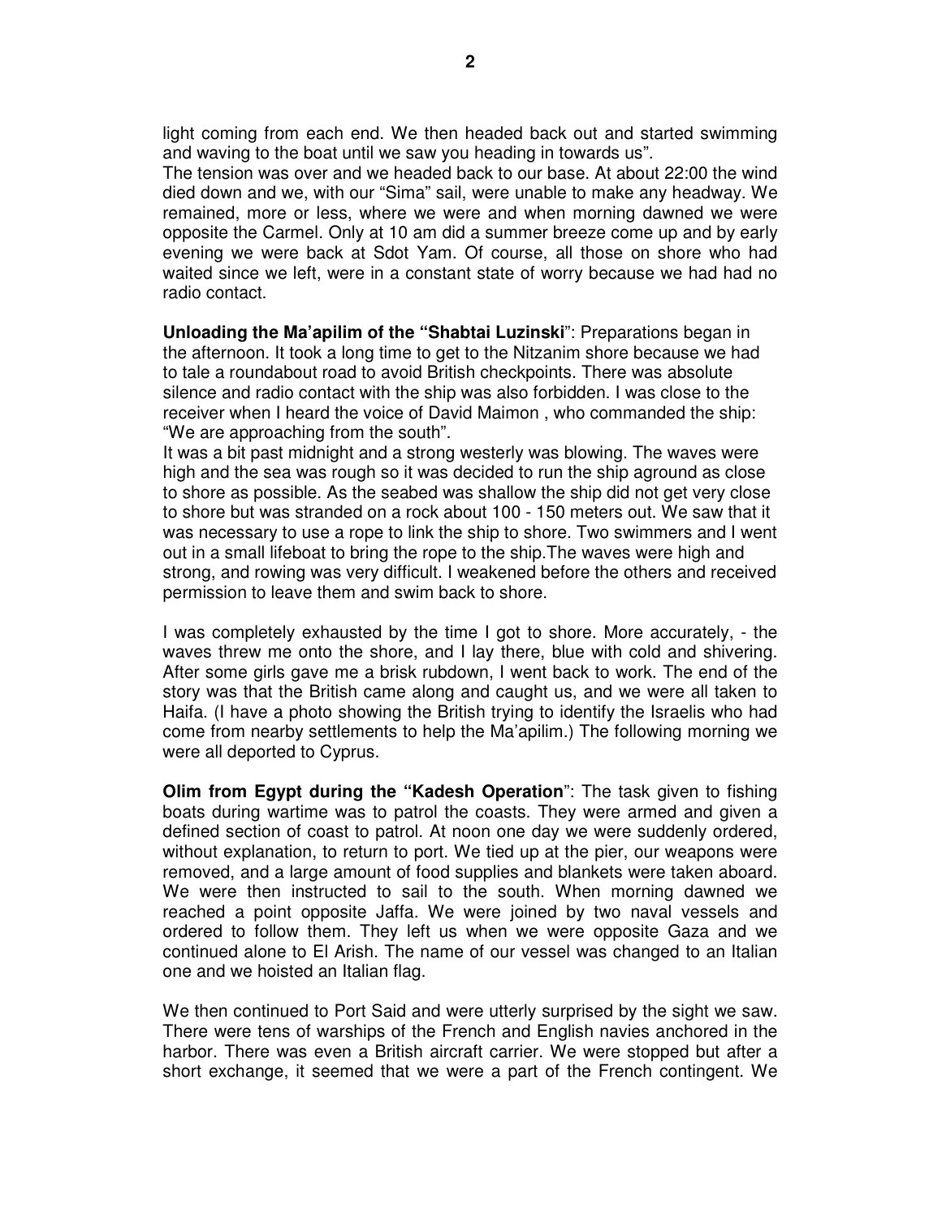light coming from each end. We then headed back out and started swimming and waving to the boat until we saw you heading in towards us".

The tension was over and we headed back to our base. At about 22:00 the wind died down and we, with our "Sima" sail, were unable to make any headway. We remained, more or less, where we were and when morning dawned we were opposite the Carmel. Only at 10 am did a summer breeze come up and by early evening we were back at Sdot Yam. Of course, all those on shore who had waited since we left, were in a constant state of worry because we had had no radio contact.

**Unloading the Ma'apilim of the "Shabtai Luzinski"**: Preparations began in the afternoon. It took a long time to get to the Nitzanim shore because we had to tale a roundabout road to avoid British checkpoints. There was absolute silence and radio contact with the ship was also forbidden. I was close to the receiver when I heard the voice of David Maimon , who commanded the ship: "We are approaching from the south".

It was a bit past midnight and a strong westerly was blowing. The waves were high and the sea was rough so it was decided to run the ship aground as close to shore as possible. As the seabed was shallow the ship did not get very close to shore but was stranded on a rock about 100 - 150 meters out. We saw that it was necessary to use a rope to link the ship to shore. Two swimmers and I went out in a small lifeboat to bring the rope to the ship.The waves were high and strong, and rowing was very difficult. I weakened before the others and received permission to leave them and swim back to shore.

I was completely exhausted by the time I got to shore. More accurately, - the waves threw me onto the shore, and I lay there, blue with cold and shivering. After some girls gave me a brisk rubdown, I went back to work. The end of the story was that the British came along and caught us, and we were all taken to Haifa. (I have a photo showing the British trying to identify the Israelis who had come from nearby settlements to help the Ma'apilim.) The following morning we were all deported to Cyprus.

**Olim from Egypt during the "Kadesh Operation"**: The task given to fishing boats during wartime was to patrol the coasts. They were armed and given a defined section of coast to patrol. At noon one day we were suddenly ordered, without explanation, to return to port. We tied up at the pier, our weapons were removed, and a large amount of food supplies and blankets were taken aboard. We were then instructed to sail to the south. When morning dawned we reached a point opposite Jaffa. We were joined by two naval vessels and ordered to follow them. They left us when we were opposite Gaza and we continued alone to El Arish. The name of our vessel was changed to an Italian one and we hoisted an Italian flag.

We then continued to Port Said and were utterly surprised by the sight we saw. There were tens of warships of the French and English navies anchored in the harbor. There was even a British aircraft carrier. We were stopped but after a short exchange, it seemed that we were a part of the French contingent. We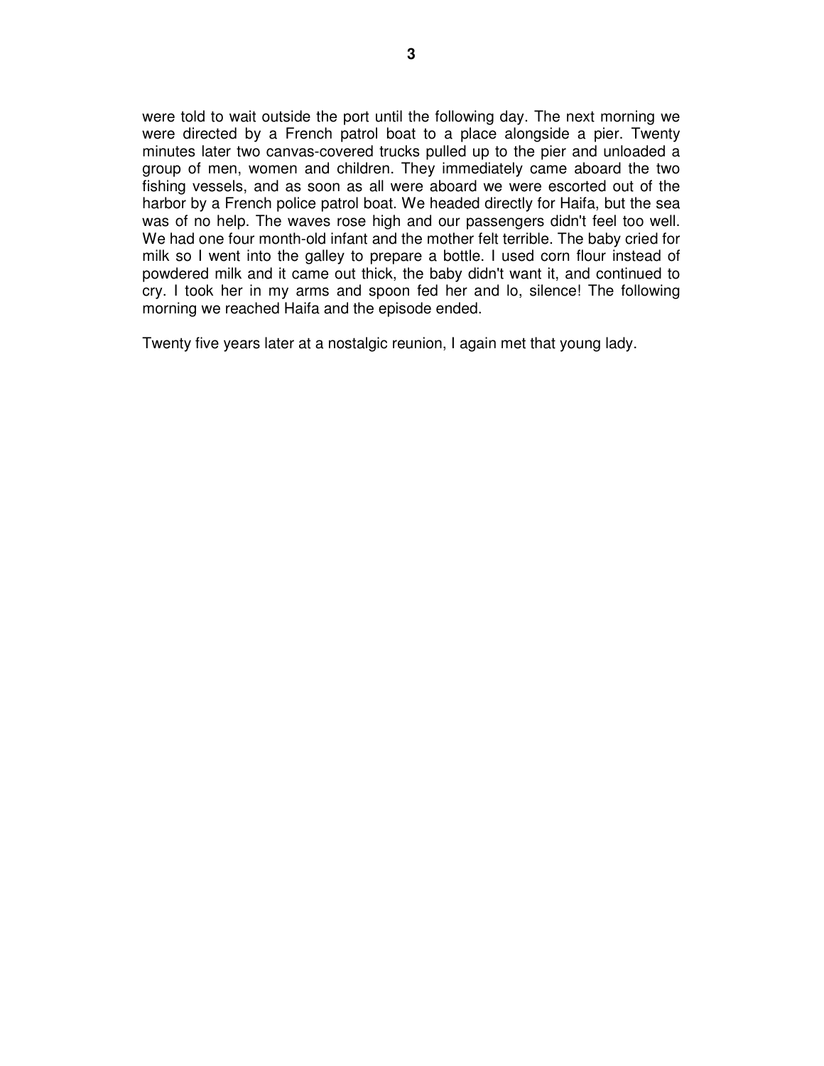were told to wait outside the port until the following day. The next morning we were directed by a French patrol boat to a place alongside a pier. Twenty minutes later two canvas-covered trucks pulled up to the pier and unloaded a group of men, women and children. They immediately came aboard the two fishing vessels, and as soon as all were aboard we were escorted out of the harbor by a French police patrol boat. We headed directly for Haifa, but the sea was of no help. The waves rose high and our passengers didn't feel too well. We had one four month-old infant and the mother felt terrible. The baby cried for milk so I went into the galley to prepare a bottle. I used corn flour instead of powdered milk and it came out thick, the baby didn't want it, and continued to cry. I took her in my arms and spoon fed her and lo, silence! The following morning we reached Haifa and the episode ended.

Twenty five years later at a nostalgic reunion, I again met that young lady.